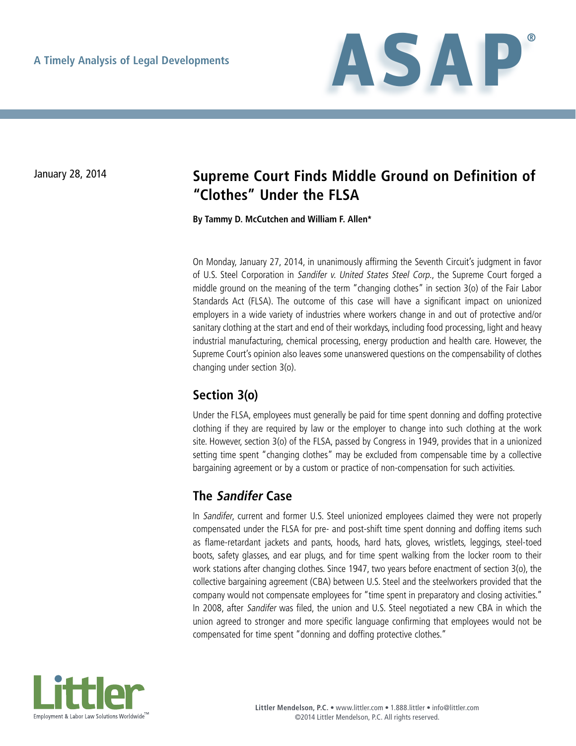A Timely Analysis of Legal Developments

# ASAP®

January 28, 2014

## Supreme Court Finds Middle Ground on Definition of "Clothes" Under the FLSA

**By Tammy D. McCutchen and William F. Allen***

On Monday, January 27, 2014, in unanimously affirming the Seventh Circuit's judgment in favor of U.S. Steel Corporation in *Sandifer v. United States Steel Corp.*, the Supreme Court forged a middle ground on the meaning of the term "changing clothes" in section 3(o) of the Fair Labor Standards Act (FLSA). The outcome of this case will have a significant impact on unionized employers in a wide variety of industries where workers change in and out of protective and/or sanitary clothing at the start and end of their workdays, including food processing, light and heavy industrial manufacturing, chemical processing, energy production and health care. However, the Supreme Court's opinion also leaves some unanswered questions on the compensability of clothes changing under section 3(o).

### Section 3(o)

Under the FLSA, employees must generally be paid for time spent donning and doffing protective clothing if they are required by law or the employer to change into such clothing at the work site. However, section 3(o) of the FLSA, passed by Congress in 1949, provides that in a unionized setting time spent "changing clothes" may be excluded from compensable time by a collective bargaining agreement or by a custom or practice of non-compensation for such activities.

### The *Sandifer* Case

In *Sandifer*, current and former U.S. Steel unionized employees claimed they were not properly compensated under the FLSA for pre- and post-shift time spent donning and doffing items such as flame-retardant jackets and pants, hoods, hard hats, gloves, wristlets, leggings, steel-toed boots, safety glasses, and ear plugs, and for time spent walking from the locker room to their work stations after changing clothes. Since 1947, two years before enactment of section 3(o), the collective bargaining agreement (CBA) between U.S. Steel and the steelworkers provided that the company would not compensate employees for "time spent in preparatory and closing activities." In 2008, after *Sandifer* was filed, the union and U.S. Steel negotiated a new CBA in which the union agreed to stronger and more specific language confirming that employees would not be compensated for time spent "donning and doffing protective clothes."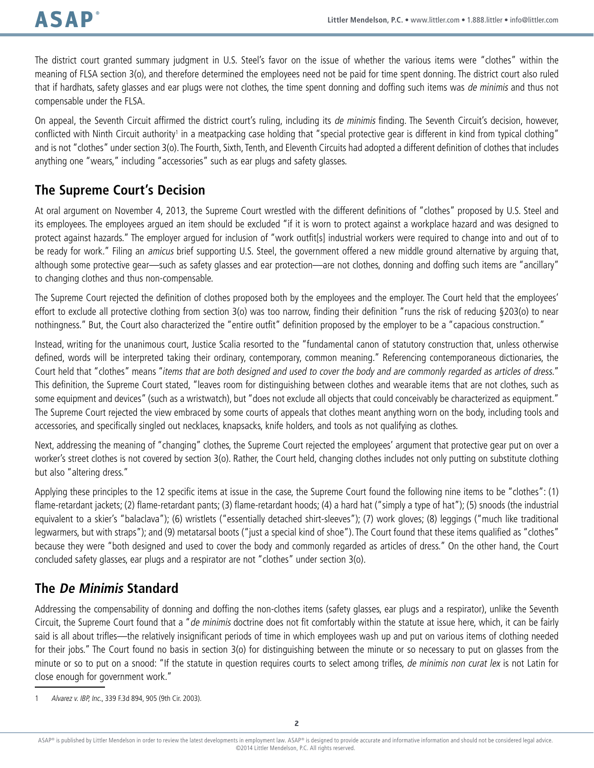The district court granted summary judgment in U.S. Steel's favor on the issue of whether the various items were "clothes" within the meaning of FLSA section 3(o), and therefore determined the employees need not be paid for time spent donning. The district court also ruled that if hardhats, safety glasses and ear plugs were not clothes, the time spent donning and doffing such items was *de minimis* and thus not compensable under the FLSA.

On appeal, the Seventh Circuit affirmed the district court's ruling, including its *de minimis* finding. The Seventh Circuit's decision, however, conflicted with Ninth Circuit authority[1] in a meatpacking case holding that "special protective gear is different in kind from typical clothing" and is not "clothes" under section 3(o). The Fourth, Sixth, Tenth, and Eleventh Circuits had adopted a different definition of clothes that includes anything one "wears," including "accessories" such as ear plugs and safety glasses.

## The Supreme Court's Decision

At oral argument on November 4, 2013, the Supreme Court wrestled with the different definitions of "clothes" proposed by U.S. Steel and its employees. The employees argued an item should be excluded "if it is worn to protect against a workplace hazard and was designed to protect against hazards." The employer argued for inclusion of "work outfit[s] industrial workers were required to change into and out of to be ready for work." Filing an *amicus* brief supporting U.S. Steel, the government offered a new middle ground alternative by arguing that, although some protective gear—such as safety glasses and ear protection—are not clothes, donning and doffing such items are "ancillary" to changing clothes and thus non-compensable.

The Supreme Court rejected the definition of clothes proposed both by the employees and the employer. The Court held that the employees' effort to exclude all protective clothing from section 3(o) was too narrow, finding their definition "runs the risk of reducing §203(o) to near nothingness." But, the Court also characterized the "entire outfit" definition proposed by the employer to be a "capacious construction."

Instead, writing for the unanimous court, Justice Scalia resorted to the "fundamental canon of statutory construction that, unless otherwise defined, words will be interpreted taking their ordinary, contemporary, common meaning." Referencing contemporaneous dictionaries, the Court held that "clothes" means "*items that are both designed and used to cover the body and are commonly regarded as articles of dress.*" This definition, the Supreme Court stated, "leaves room for distinguishing between clothes and wearable items that are not clothes, such as some equipment and devices" (such as a wristwatch), but "does not exclude all objects that could conceivably be characterized as equipment." The Supreme Court rejected the view embraced by some courts of appeals that clothes meant anything worn on the body, including tools and accessories, and specifically singled out necklaces, knapsacks, knife holders, and tools as not qualifying as clothes.

Next, addressing the meaning of "changing" clothes, the Supreme Court rejected the employees' argument that protective gear put on over a worker's street clothes is not covered by section 3(o). Rather, the Court held, changing clothes includes not only putting on substitute clothing but also "altering dress."

Applying these principles to the 12 specific items at issue in the case, the Supreme Court found the following nine items to be "clothes": (1) flame-retardant jackets; (2) flame-retardant pants; (3) flame-retardant hoods; (4) a hard hat ("simply a type of hat"); (5) snoods (the industrial equivalent to a skier's "balaclava"); (6) wristlets ("essentially detached shirt-sleeves"); (7) work gloves; (8) leggings ("much like traditional legwarmers, but with straps"); and (9) metatarsal boots ("just a special kind of shoe"). The Court found that these items qualified as "clothes" because they were "both designed and used to cover the body and commonly regarded as articles of dress." On the other hand, the Court concluded safety glasses, ear plugs and a respirator are not "clothes" under section 3(o).

## The *De Minimis* Standard

Addressing the compensability of donning and doffing the non-clothes items (safety glasses, ear plugs and a respirator), unlike the Seventh Circuit, the Supreme Court found that a "*de minimis* doctrine does not fit comfortably within the statute at issue here, which, it can be fairly said is all about trifles—the relatively insignificant periods of time in which employees wash up and put on various items of clothing needed for their jobs." The Court found no basis in section 3(o) for distinguishing between the minute or so necessary to put on glasses from the minute or so to put on a snood: "If the statute in question requires courts to select among trifles, *de minimis non curat lex* is not Latin for close enough for government work."

---

1 *Alvarez v. IBP, Inc.*, 339 F.3d 894, 905 (9th Cir. 2003).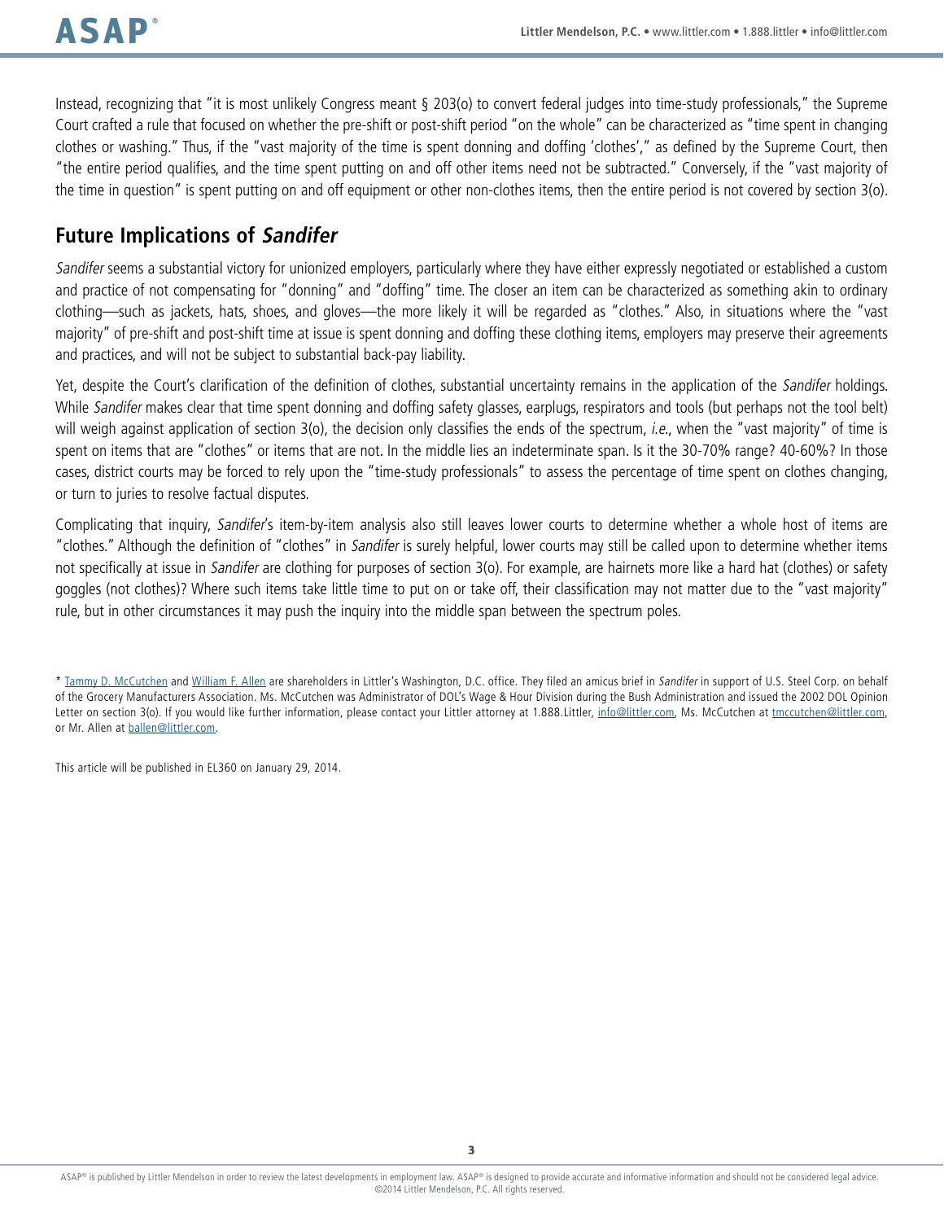Instead, recognizing that "it is most unlikely Congress meant § 203(o) to convert federal judges into time-study professionals," the Supreme Court crafted a rule that focused on whether the pre-shift or post-shift period "on the whole" can be characterized as "time spent in changing clothes or washing." Thus, if the "vast majority of the time is spent donning and doffing 'clothes'," as defined by the Supreme Court, then "the entire period qualifies, and the time spent putting on and off other items need not be subtracted." Conversely, if the "vast majority of the time in question" is spent putting on and off equipment or other non-clothes items, then the entire period is not covered by section 3(o).

## Future Implications of *Sandifer*

*Sandifer* seems a substantial victory for unionized employers, particularly where they have either expressly negotiated or established a custom and practice of not compensating for "donning" and "doffing" time. The closer an item can be characterized as something akin to ordinary clothing—such as jackets, hats, shoes, and gloves—the more likely it will be regarded as "clothes." Also, in situations where the "vast majority" of pre-shift and post-shift time at issue is spent donning and doffing these clothing items, employers may preserve their agreements and practices, and will not be subject to substantial back-pay liability.

Yet, despite the Court's clarification of the definition of clothes, substantial uncertainty remains in the application of the *Sandifer* holdings. While *Sandifer* makes clear that time spent donning and doffing safety glasses, earplugs, respirators and tools (but perhaps not the tool belt) will weigh against application of section 3(o), the decision only classifies the ends of the spectrum, *i.e.*, when the "vast majority" of time is spent on items that are "clothes" or items that are not. In the middle lies an indeterminate span. Is it the 30-70% range? 40-60%? In those cases, district courts may be forced to rely upon the "time-study professionals" to assess the percentage of time spent on clothes changing, or turn to juries to resolve factual disputes.

Complicating that inquiry, *Sandifer*'s item-by-item analysis also still leaves lower courts to determine whether a whole host of items are "clothes." Although the definition of "clothes" in *Sandifer* is surely helpful, lower courts may still be called upon to determine whether items not specifically at issue in *Sandifer* are clothing for purposes of section 3(o). For example, are hairnets more like a hard hat (clothes) or safety goggles (not clothes)? Where such items take little time to put on or take off, their classification may not matter due to the "vast majority" rule, but in other circumstances it may push the inquiry into the middle span between the spectrum poles.

* Tammy D. McCutchen and William F. Allen are shareholders in Littler's Washington, D.C. office. They filed an amicus brief in *Sandifer* in support of U.S. Steel Corp. on behalf of the Grocery Manufacturers Association. Ms. McCutchen was Administrator of DOL's Wage & Hour Division during the Bush Administration and issued the 2002 DOL Opinion Letter on section 3(o). If you would like further information, please contact your Littler attorney at 1.888.Littler, info@littler.com, Ms. McCutchen at tmccutchen@littler.com, or Mr. Allen at ballen@littler.com.

This article will be published in EL360 on January 29, 2014.

ASAP® is published by Littler Mendelson in order to review the latest developments in employment law. ASAP® is designed to provide accurate and informative information and should not be considered legal advice. ©2014 Littler Mendelson, P.C. All rights reserved.